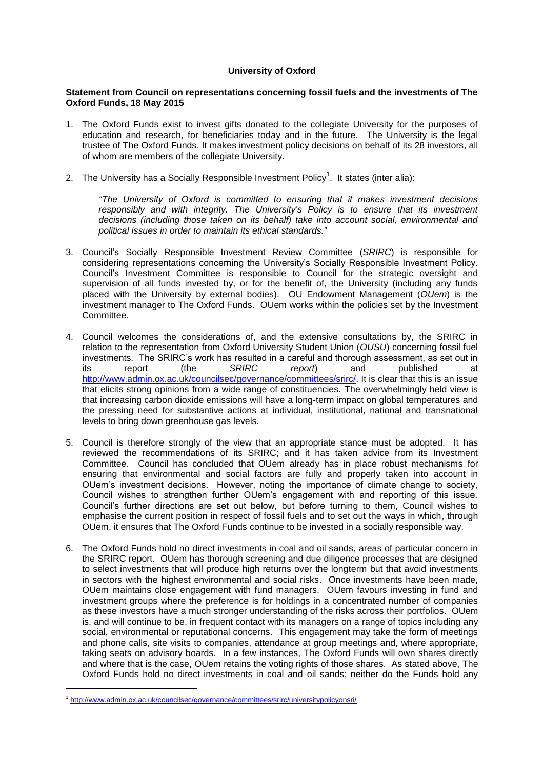**University of Oxford**

**Statement from Council on representations concerning fossil fuels and the investments of The Oxford Funds, 18 May 2015**

1. The Oxford Funds exist to invest gifts donated to the collegiate University for the purposes of education and research, for beneficiaries today and in the future. The University is the legal trustee of The Oxford Funds. It makes investment policy decisions on behalf of its 28 investors, all of whom are members of the collegiate University.

2. The University has a Socially Responsible Investment Policy[1]. It states (inter alia):

   *"The University of Oxford is committed to ensuring that it makes investment decisions responsibly and with integrity. The University's Policy is to ensure that its investment decisions (including those taken on its behalf) take into account social, environmental and political issues in order to maintain its ethical standards."*

3. Council's Socially Responsible Investment Review Committee (*SRIRC*) is responsible for considering representations concerning the University's Socially Responsible Investment Policy. Council's Investment Committee is responsible to Council for the strategic oversight and supervision of all funds invested by, or for the benefit of, the University (including any funds placed with the University by external bodies). OU Endowment Management (*OUem*) is the investment manager to The Oxford Funds. OUem works within the policies set by the Investment Committee.

4. Council welcomes the considerations of, and the extensive consultations by, the SRIRC in relation to the representation from Oxford University Student Union (*OUSU*) concerning fossil fuel investments. The SRIRC's work has resulted in a careful and thorough assessment, as set out in its report (the *SRIRC report*) and published at http://www.admin.ox.ac.uk/councilsec/governance/committees/srirc/. It is clear that this is an issue that elicits strong opinions from a wide range of constituencies. The overwhelmingly held view is that increasing carbon dioxide emissions will have a long-term impact on global temperatures and the pressing need for substantive actions at individual, institutional, national and transnational levels to bring down greenhouse gas levels.

5. Council is therefore strongly of the view that an appropriate stance must be adopted. It has reviewed the recommendations of its SRIRC; and it has taken advice from its Investment Committee. Council has concluded that OUem already has in place robust mechanisms for ensuring that environmental and social factors are fully and properly taken into account in OUem's investment decisions. However, noting the importance of climate change to society, Council wishes to strengthen further OUem's engagement with and reporting of this issue. Council's further directions are set out below, but before turning to them, Council wishes to emphasise the current position in respect of fossil fuels and to set out the ways in which, through OUem, it ensures that The Oxford Funds continue to be invested in a socially responsible way.

6. The Oxford Funds hold no direct investments in coal and oil sands, areas of particular concern in the SRIRC report. OUem has thorough screening and due diligence processes that are designed to select investments that will produce high returns over the longterm but that avoid investments in sectors with the highest environmental and social risks. Once investments have been made, OUem maintains close engagement with fund managers. OUem favours investing in fund and investment groups where the preference is for holdings in a concentrated number of companies as these investors have a much stronger understanding of the risks across their portfolios. OUem is, and will continue to be, in frequent contact with its managers on a range of topics including any social, environmental or reputational concerns. This engagement may take the form of meetings and phone calls, site visits to companies, attendance at group meetings and, where appropriate, taking seats on advisory boards. In a few instances, The Oxford Funds will own shares directly and where that is the case, OUem retains the voting rights of those shares. As stated above, The Oxford Funds hold no direct investments in coal and oil sands; neither do the Funds hold any

[1] http://www.admin.ox.ac.uk/councilsec/governance/committees/srirc/universitypolicyonsri/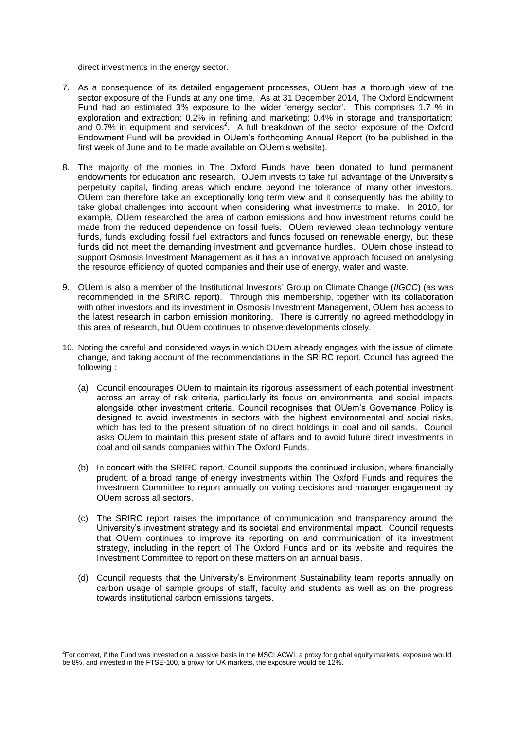direct investments in the energy sector.

7. As a consequence of its detailed engagement processes, OUem has a thorough view of the sector exposure of the Funds at any one time. As at 31 December 2014, The Oxford Endowment Fund had an estimated 3% exposure to the wider 'energy sector'. This comprises 1.7 % in exploration and extraction; 0.2% in refining and marketing; 0.4% in storage and transportation; and 0.7% in equipment and services[2]. A full breakdown of the sector exposure of the Oxford Endowment Fund will be provided in OUem's forthcoming Annual Report (to be published in the first week of June and to be made available on OUem's website).

8. The majority of the monies in The Oxford Funds have been donated to fund permanent endowments for education and research. OUem invests to take full advantage of the University's perpetuity capital, finding areas which endure beyond the tolerance of many other investors. OUem can therefore take an exceptionally long term view and it consequently has the ability to take global challenges into account when considering what investments to make. In 2010, for example, OUem researched the area of carbon emissions and how investment returns could be made from the reduced dependence on fossil fuels. OUem reviewed clean technology venture funds, funds excluding fossil fuel extractors and funds focused on renewable energy, but these funds did not meet the demanding investment and governance hurdles. OUem chose instead to support Osmosis Investment Management as it has an innovative approach focused on analysing the resource efficiency of quoted companies and their use of energy, water and waste.

9. OUem is also a member of the Institutional Investors' Group on Climate Change (*IIGCC*) (as was recommended in the SRIRC report). Through this membership, together with its collaboration with other investors and its investment in Osmosis Investment Management, OUem has access to the latest research in carbon emission monitoring. There is currently no agreed methodology in this area of research, but OUem continues to observe developments closely.

10. Noting the careful and considered ways in which OUem already engages with the issue of climate change, and taking account of the recommendations in the SRIRC report, Council has agreed the following :

    (a) Council encourages OUem to maintain its rigorous assessment of each potential investment across an array of risk criteria, particularly its focus on environmental and social impacts alongside other investment criteria. Council recognises that OUem's Governance Policy is designed to avoid investments in sectors with the highest environmental and social risks, which has led to the present situation of no direct holdings in coal and oil sands. Council asks OUem to maintain this present state of affairs and to avoid future direct investments in coal and oil sands companies within The Oxford Funds.

    (b) In concert with the SRIRC report, Council supports the continued inclusion, where financially prudent, of a broad range of energy investments within The Oxford Funds and requires the Investment Committee to report annually on voting decisions and manager engagement by OUem across all sectors.

    (c) The SRIRC report raises the importance of communication and transparency around the University's investment strategy and its societal and environmental impact. Council requests that OUem continues to improve its reporting on and communication of its investment strategy, including in the report of The Oxford Funds and on its website and requires the Investment Committee to report on these matters on an annual basis.

    (d) Council requests that the University's Environment Sustainability team reports annually on carbon usage of sample groups of staff, faculty and students as well as on the progress towards institutional carbon emissions targets.

---

[2]For context, if the Fund was invested on a passive basis in the MSCI ACWI, a proxy for global equity markets, exposure would be 8%, and invested in the FTSE-100, a proxy for UK markets, the exposure would be 12%.